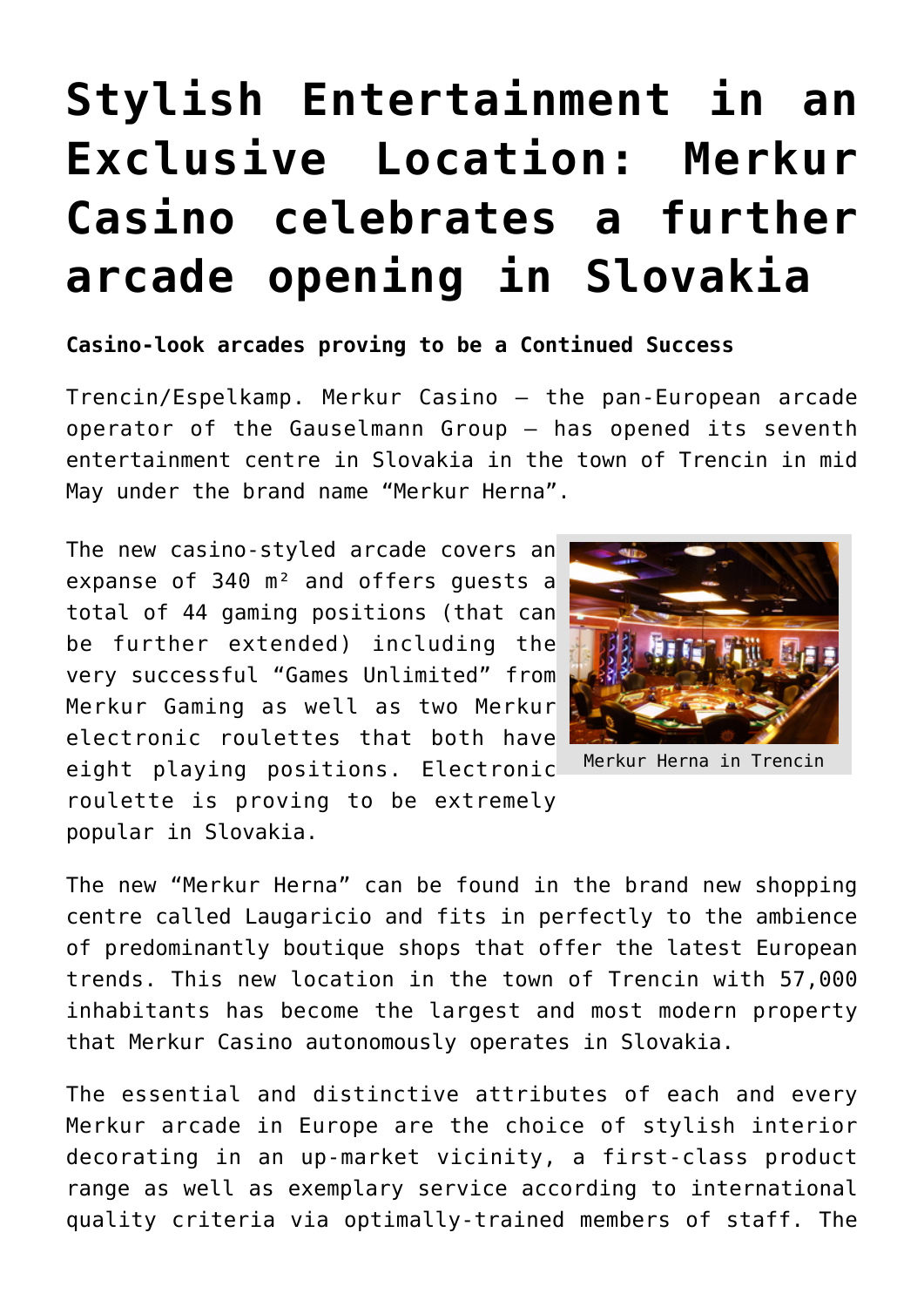# Stylish Entertainment in an Exclusive Location: Merkur Casino celebrates a further arcade opening in Slovakia

**Casino-look arcades proving to be a Continued Success**

Trencin/Espelkamp. Merkur Casino – the pan-European arcade operator of the Gauselmann Group – has opened its seventh entertainment centre in Slovakia in the town of Trencin in mid May under the brand name "Merkur Herna".

The new casino-styled arcade covers an expanse of 340 m² and offers guests a total of 44 gaming positions (that can be further extended) including the very successful "Games Unlimited" from Merkur Gaming as well as two Merkur electronic roulettes that both have eight playing positions. Electronic roulette is proving to be extremely popular in Slovakia.

Merkur Herna in Trencin

The new "Merkur Herna" can be found in the brand new shopping centre called Laugaricio and fits in perfectly to the ambience of predominantly boutique shops that offer the latest European trends. This new location in the town of Trencin with 57,000 inhabitants has become the largest and most modern property that Merkur Casino autonomously operates in Slovakia.

The essential and distinctive attributes of each and every Merkur arcade in Europe are the choice of stylish interior decorating in an up-market vicinity, a first-class product range as well as exemplary service according to international quality criteria via optimally-trained members of staff. The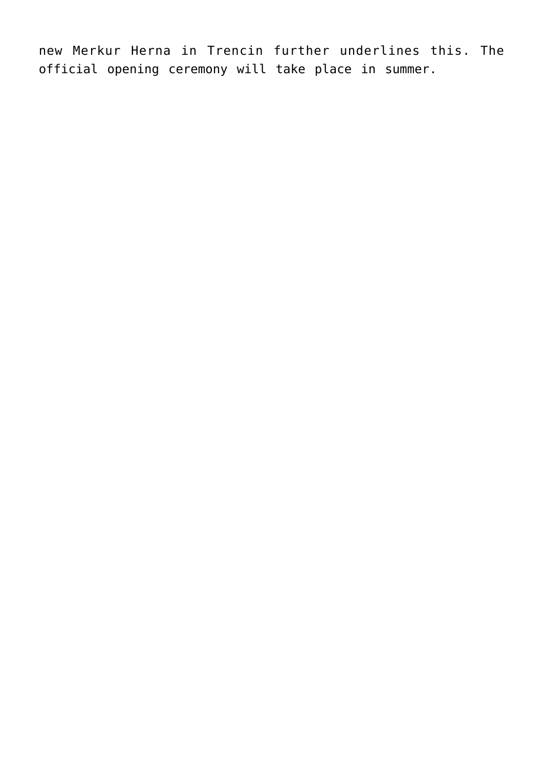new Merkur Herna in Trencin further underlines this. The official opening ceremony will take place in summer.